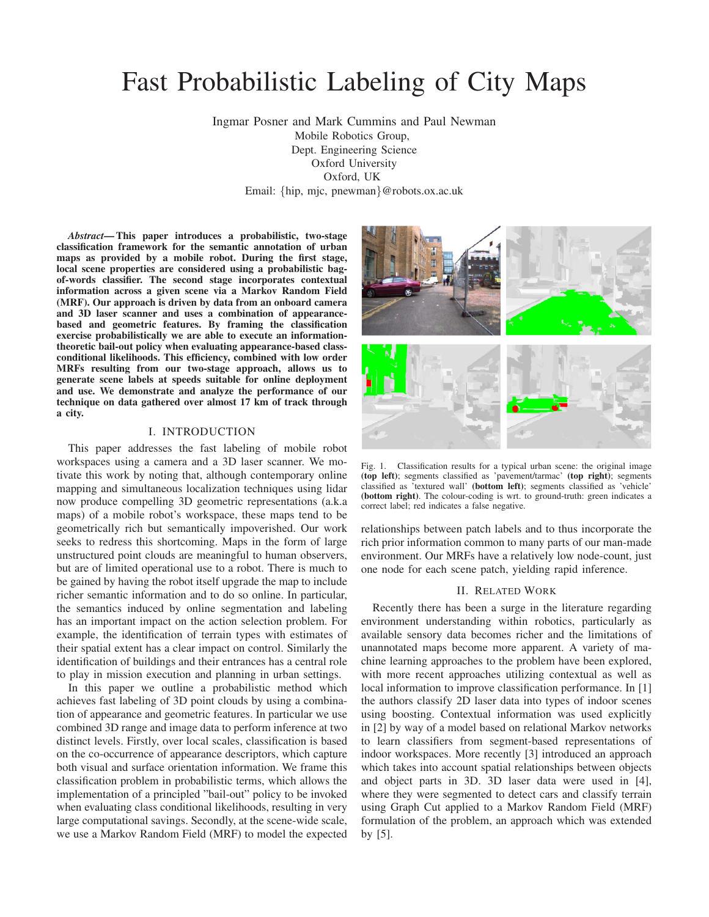# Fast Probabilistic Labeling of City Maps

Ingmar Posner and Mark Cummins and Paul Newman
Mobile Robotics Group,
Dept. Engineering Science
Oxford University
Oxford, UK
Email: {hip, mjc, pnewman}@robots.ox.ac.uk

***Abstract*— This paper introduces a probabilistic, two-stage classification framework for the semantic annotation of urban maps as provided by a mobile robot. During the first stage, local scene properties are considered using a probabilistic bag-of-words classifier. The second stage incorporates contextual information across a given scene via a Markov Random Field (MRF). Our approach is driven by data from an onboard camera and 3D laser scanner and uses a combination of appearance-based and geometric features. By framing the classification exercise probabilistically we are able to execute an information-theoretic bail-out policy when evaluating appearance-based class-conditional likelihoods. This efficiency, combined with low order MRFs resulting from our two-stage approach, allows us to generate scene labels at speeds suitable for online deployment and use. We demonstrate and analyze the performance of our technique on data gathered over almost 17 km of track through a city.**

## I. INTRODUCTION

This paper addresses the fast labeling of mobile robot workspaces using a camera and a 3D laser scanner. We motivate this work by noting that, although contemporary online mapping and simultaneous localization techniques using lidar now produce compelling 3D geometric representations (a.k.a maps) of a mobile robot's workspace, these maps tend to be geometrically rich but semantically impoverished. Our work seeks to redress this shortcoming. Maps in the form of large unstructured point clouds are meaningful to human observers, but are of limited operational use to a robot. There is much to be gained by having the robot itself upgrade the map to include richer semantic information and to do so online. In particular, the semantics induced by online segmentation and labeling has an important impact on the action selection problem. For example, the identification of terrain types with estimates of their spatial extent has a clear impact on control. Similarly the identification of buildings and their entrances has a central role to play in mission execution and planning in urban settings.

In this paper we outline a probabilistic method which achieves fast labeling of 3D point clouds by using a combination of appearance and geometric features. In particular we use combined 3D range and image data to perform inference at two distinct levels. Firstly, over local scales, classification is based on the co-occurrence of appearance descriptors, which capture both visual and surface orientation information. We frame this classification problem in probabilistic terms, which allows the implementation of a principled "bail-out" policy to be invoked when evaluating class conditional likelihoods, resulting in very large computational savings. Secondly, at the scene-wide scale, we use a Markov Random Field (MRF) to model the expected relationships between patch labels and to thus incorporate the rich prior information common to many parts of our man-made environment. Our MRFs have a relatively low node-count, just one node for each scene patch, yielding rapid inference.

Fig. 1. Classification results for a typical urban scene: the original image **(top left)**; segments classified as 'pavement/tarmac' **(top right)**; segments classified as 'textured wall' **(bottom left)**; segments classified as 'vehicle' **(bottom right)**. The colour-coding is wrt. to ground-truth: green indicates a correct label; red indicates a false negative.

## II. RELATED WORK

Recently there has been a surge in the literature regarding environment understanding within robotics, particularly as available sensory data becomes richer and the limitations of unannotated maps become more apparent. A variety of machine learning approaches to the problem have been explored, with more recent approaches utilizing contextual as well as local information to improve classification performance. In [1] the authors classify 2D laser data into types of indoor scenes using boosting. Contextual information was used explicitly in [2] by way of a model based on relational Markov networks to learn classifiers from segment-based representations of indoor workspaces. More recently [3] introduced an approach which takes into account spatial relationships between objects and object parts in 3D. 3D laser data were used in [4], where they were segmented to detect cars and classify terrain using Graph Cut applied to a Markov Random Field (MRF) formulation of the problem, an approach which was extended by [5].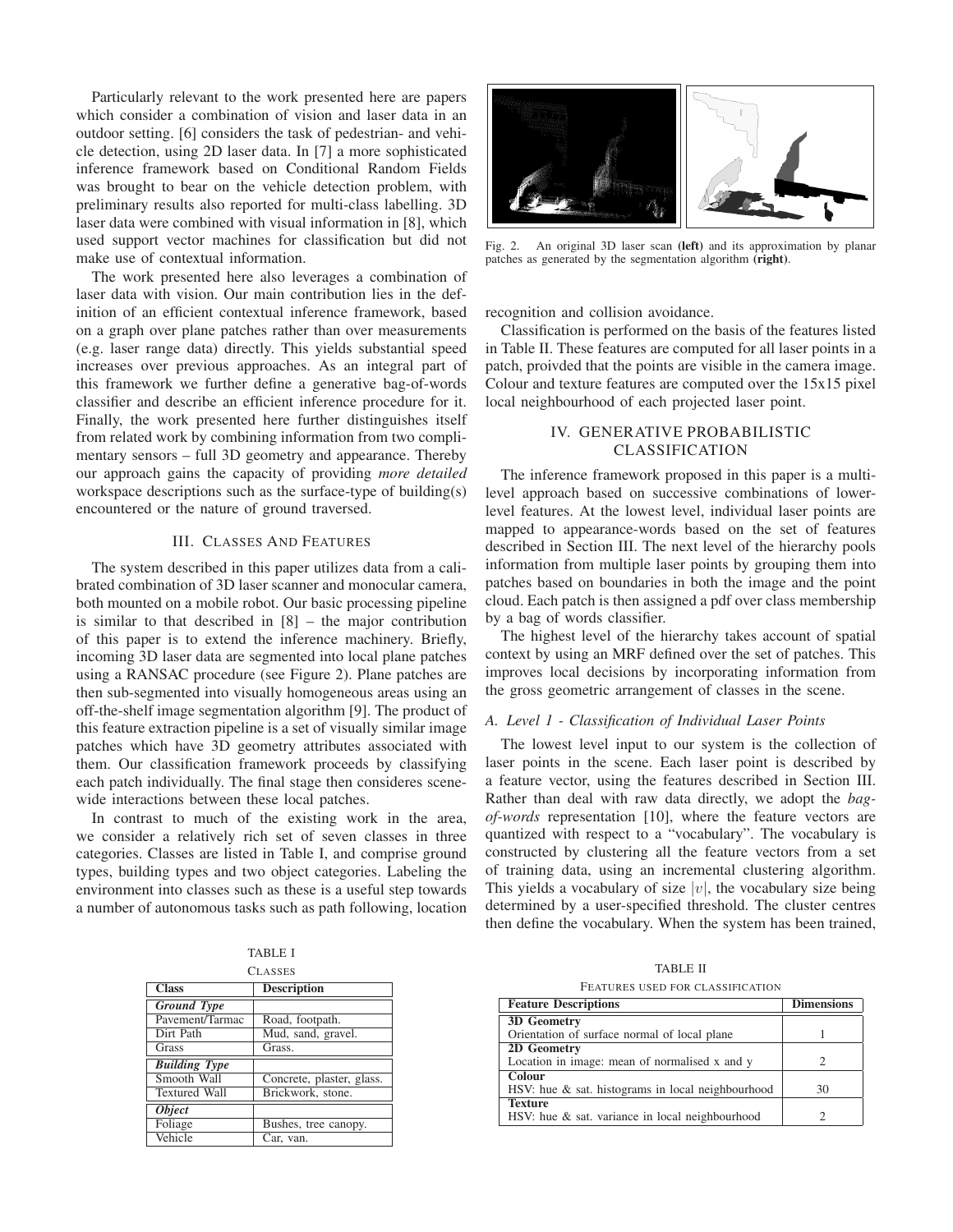Particularly relevant to the work presented here are papers which consider a combination of vision and laser data in an outdoor setting. [6] considers the task of pedestrian- and vehicle detection, using 2D laser data. In [7] a more sophisticated inference framework based on Conditional Random Fields was brought to bear on the vehicle detection problem, with preliminary results also reported for multi-class labelling. 3D laser data were combined with visual information in [8], which used support vector machines for classification but did not make use of contextual information.

The work presented here also leverages a combination of laser data with vision. Our main contribution lies in the definition of an efficient contextual inference framework, based on a graph over plane patches rather than over measurements (e.g. laser range data) directly. This yields substantial speed increases over previous approaches. As an integral part of this framework we further define a generative bag-of-words classifier and describe an efficient inference procedure for it. Finally, the work presented here further distinguishes itself from related work by combining information from two complimentary sensors – full 3D geometry and appearance. Thereby our approach gains the capacity of providing *more detailed* workspace descriptions such as the surface-type of building(s) encountered or the nature of ground traversed.

## III. Classes And Features

The system described in this paper utilizes data from a calibrated combination of 3D laser scanner and monocular camera, both mounted on a mobile robot. Our basic processing pipeline is similar to that described in [8] – the major contribution of this paper is to extend the inference machinery. Briefly, incoming 3D laser data are segmented into local plane patches using a RANSAC procedure (see Figure 2). Plane patches are then sub-segmented into visually homogeneous areas using an off-the-shelf image segmentation algorithm [9]. The product of this feature extraction pipeline is a set of visually similar image patches which have 3D geometry attributes associated with them. Our classification framework proceeds by classifying each patch individually. The final stage then consideres scene-wide interactions between these local patches.

In contrast to much of the existing work in the area, we consider a relatively rich set of seven classes in three categories. Classes are listed in Table I, and comprise ground types, building types and two object categories. Labeling the environment into classes such as these is a useful step towards a number of autonomous tasks such as path following, location recognition and collision avoidance.

TABLE I
CLASSES

| Class | Description |
|---|---|
| ***Ground Type*** | |
| Pavement/Tarmac | Road, footpath. |
| Dirt Path | Mud, sand, gravel. |
| Grass | Grass. |
| ***Building Type*** | |
| Smooth Wall | Concrete, plaster, glass. |
| Textured Wall | Brickwork, stone. |
| ***Object*** | |
| Foliage | Bushes, tree canopy. |
| Vehicle | Car, van. |

Fig. 2. An original 3D laser scan **(left)** and its approximation by planar patches as generated by the segmentation algorithm **(right)**.

Classification is performed on the basis of the features listed in Table II. These features are computed for all laser points in a patch, proivded that the points are visible in the camera image. Colour and texture features are computed over the 15x15 pixel local neighbourhood of each projected laser point.

TABLE II
FEATURES USED FOR CLASSIFICATION

| Feature Descriptions | Dimensions |
|---|---|
| **3D Geometry** | |
| Orientation of surface normal of local plane | 1 |
| **2D Geometry** | |
| Location in image: mean of normalised x and y | 2 |
| **Colour** | |
| HSV: hue & sat. histograms in local neighbourhood | 30 |
| **Texture** | |
| HSV: hue & sat. variance in local neighbourhood | 2 |

## IV. Generative Probabilistic Classification

The inference framework proposed in this paper is a multi-level approach based on successive combinations of lower-level features. At the lowest level, individual laser points are mapped to appearance-words based on the set of features described in Section III. The next level of the hierarchy pools information from multiple laser points by grouping them into patches based on boundaries in both the image and the point cloud. Each patch is then assigned a pdf over class membership by a bag of words classifier.

The highest level of the hierarchy takes account of spatial context by using an MRF defined over the set of patches. This improves local decisions by incorporating information from the gross geometric arrangement of classes in the scene.

### A. Level 1 - Classification of Individual Laser Points

The lowest level input to our system is the collection of laser points in the scene. Each laser point is described by a feature vector, using the features described in Section III. Rather than deal with raw data directly, we adopt the *bag-of-words* representation [10], where the feature vectors are quantized with respect to a "vocabulary". The vocabulary is constructed by clustering all the feature vectors from a set of training data, using an incremental clustering algorithm. This yields a vocabulary of size $|v|$, the vocabulary size being determined by a user-specified threshold. The cluster centres then define the vocabulary. When the system has been trained,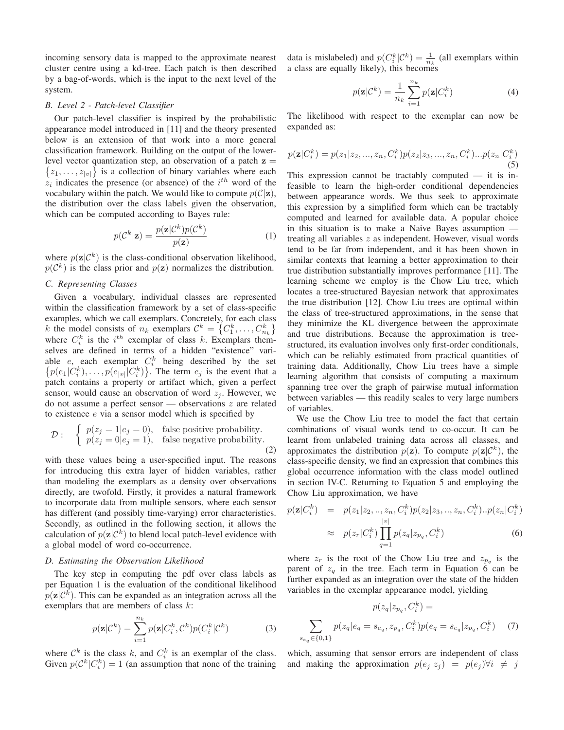incoming sensory data is mapped to the approximate nearest cluster centre using a kd-tree. Each patch is then described by a bag-of-words, which is the input to the next level of the system.

### *B. Level 2 - Patch-level Classifier*

Our patch-level classifier is inspired by the probabilistic appearance model introduced in [11] and the theory presented below is an extension of that work into a more general classification framework. Building on the output of the lower-level vector quantization step, an observation of a patch $\mathbf{z} = \{z_1, \ldots, z_{|v|}\}$ is a collection of binary variables where each $z_i$ indicates the presence (or absence) of the $i^{th}$ word of the vocabulary within the patch. We would like to compute $p(\mathcal{C}|\mathbf{z})$, the distribution over the class labels given the observation, which can be computed according to Bayes rule:

$$p(\mathcal{C}^k|\mathbf{z}) = \frac{p(\mathbf{z}|\mathcal{C}^k)p(\mathcal{C}^k)}{p(\mathbf{z})} \tag{1}$$

where $p(\mathbf{z}|\mathcal{C}^k)$ is the class-conditional observation likelihood, $p(\mathcal{C}^k)$ is the class prior and $p(\mathbf{z})$ normalizes the distribution.

### *C. Representing Classes*

Given a vocabulary, individual classes are represented within the classification framework by a set of class-specific examples, which we call exemplars. Concretely, for each class $k$ the model consists of $n_k$ exemplars $\mathcal{C}^k = \{C_1^k, \ldots, C_{n_k}^k\}$ where $C_i^k$ is the $i^{th}$ exemplar of class $k$. Exemplars themselves are defined in terms of a hidden "existence" variable $e$, each exemplar $C_i^k$ being described by the set $\{p(e_1|C_i^k), \ldots, p(e_{|v|}|C_i^k)\}$. The term $e_j$ is the event that a patch contains a property or artifact which, given a perfect sensor, would cause an observation of word $z_j$. However, we do not assume a perfect sensor — observations $z$ are related to existence $e$ via a sensor model which is specified by

$$\mathcal{D}: \quad \begin{cases} p(z_j = 1|e_j = 0), & \text{false positive probability.} \\ p(z_j = 0|e_j = 1), & \text{false negative probability.} \end{cases} \tag{2}$$

with these values being a user-specified input. The reasons for introducing this extra layer of hidden variables, rather than modeling the exemplars as a density over observations directly, are twofold. Firstly, it provides a natural framework to incorporate data from multiple sensors, where each sensor has different (and possibly time-varying) error characteristics. Secondly, as outlined in the following section, it allows the calculation of $p(\mathbf{z}|\mathcal{C}^k)$ to blend local patch-level evidence with a global model of word co-occurrence.

### *D. Estimating the Observation Likelihood*

The key step in computing the pdf over class labels as per Equation 1 is the evaluation of the conditional likelihood $p(\mathbf{z}|\mathcal{C}^k)$. This can be expanded as an integration across all the exemplars that are members of class $k$:

$$p(\mathbf{z}|\mathcal{C}^k) = \sum_{i=1}^{n_k} p(\mathbf{z}|C_i^k, \mathcal{C}^k)p(C_i^k|\mathcal{C}^k) \tag{3}$$

where $\mathcal{C}^k$ is the class $k$, and $C_i^k$ is an exemplar of the class. Given $p(\mathcal{C}^k|C_i^k) = 1$ (an assumption that none of the training data is mislabeled) and $p(C_i^k|\mathcal{C}^k) = \frac{1}{n_k}$ (all exemplars within a class are equally likely), this becomes

$$p(\mathbf{z}|\mathcal{C}^k) = \frac{1}{n_k}\sum_{i=1}^{n_k} p(\mathbf{z}|C_i^k) \tag{4}$$

The likelihood with respect to the exemplar can now be expanded as:

$$p(\mathbf{z}|C_i^k) = p(z_1|z_2, ..., z_n, C_i^k)p(z_2|z_3, ..., z_n, C_i^k)...p(z_n|C_i^k) \tag{5}$$

This expression cannot be tractably computed — it is infeasible to learn the high-order conditional dependencies between appearance words. We thus seek to approximate this expression by a simplified form which can be tractably computed and learned for available data. A popular choice in this situation is to make a Naive Bayes assumption — treating all variables $z$ as independent. However, visual words tend to be far from independent, and it has been shown in similar contexts that learning a better approximation to their true distribution substantially improves performance [11]. The learning scheme we employ is the Chow Liu tree, which locates a tree-structured Bayesian network that approximates the true distribution [12]. Chow Liu trees are optimal within the class of tree-structured approximations, in the sense that they minimize the KL divergence between the approximate and true distributions. Because the approximation is tree-structured, its evaluation involves only first-order conditionals, which can be reliably estimated from practical quantities of training data. Additionally, Chow Liu trees have a simple learning algorithm that consists of computing a maximum spanning tree over the graph of pairwise mutual information between variables — this readily scales to very large numbers of variables.

We use the Chow Liu tree to model the fact that certain combinations of visual words tend to co-occur. It can be learnt from unlabeled training data across all classes, and approximates the distribution $p(\mathbf{z})$. To compute $p(\mathbf{z}|\mathcal{C}^k)$, the class-specific density, we find an expression that combines this global occurrence information with the class model outlined in section IV-C. Returning to Equation 5 and employing the Chow Liu approximation, we have

$$\begin{aligned} p(\mathbf{z}|C_i^k) &= p(z_1|z_2, .., z_n, C_i^k)p(z_2|z_3, .., z_n, C_i^k)..p(z_n|C_i^k) \\ &\approx p(z_r|C_i^k)\prod_{q=1}^{|v|} p(z_q|z_{p_q}, C_i^k) \end{aligned} \tag{6}$$

where $z_r$ is the root of the Chow Liu tree and $z_{p_q}$ is the parent of $z_q$ in the tree. Each term in Equation 6 can be further expanded as an integration over the state of the hidden variables in the exemplar appearance model, yielding

$$p(z_q|z_{p_q}, C_i^k) = \sum_{s_{e_q} \in \{0,1\}} p(z_q|e_q = s_{e_q}, z_{p_q}, C_i^k)p(e_q = s_{e_q}|z_{p_q}, C_i^k) \tag{7}$$

which, assuming that sensor errors are independent of class and making the approximation $p(e_j|z_j) = p(e_j) \forall i \neq j$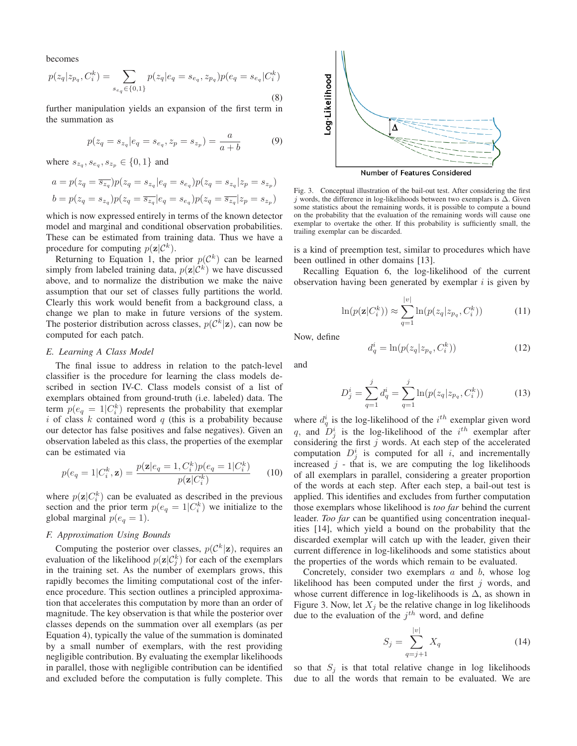becomes

$$p(z_q|z_{p_q}, C_i^k) = \sum_{s_{e_q} \in \{0,1\}} p(z_q|e_q = s_{e_q}, z_{p_q}) p(e_q = s_{e_q}|C_i^k) \tag{8}$$

further manipulation yields an expansion of the first term in the summation as

$$p(z_q = s_{z_q}|e_q = s_{e_q}, z_p = s_{z_p}) = \frac{a}{a+b} \tag{9}$$

where $s_{z_q}, s_{e_q}, s_{z_p} \in \{0,1\}$ and

$$a = p(z_q = \overline{s_{z_q}}) p(z_q = s_{z_q}|e_q = s_{e_q}) p(z_q = s_{z_q}|z_p = s_{z_p})$$
$$b = p(z_q = s_{z_q}) p(z_q = \overline{s_{z_q}}|e_q = s_{e_q}) p(z_q = \overline{s_{z_q}}|z_p = s_{z_p})$$

which is now expressed entirely in terms of the known detector model and marginal and conditional observation probabilities. These can be estimated from training data. Thus we have a procedure for computing $p(\mathbf{z}|\mathcal{C}^k)$.

Returning to Equation 1, the prior $p(\mathcal{C}^k)$ can be learned simply from labeled training data, $p(\mathbf{z}|\mathcal{C}^k)$ we have discussed above, and to normalize the distribution we make the naive assumption that our set of classes fully partitions the world. Clearly this work would benefit from a background class, a change we plan to make in future versions of the system. The posterior distribution across classes, $p(\mathcal{C}^k|\mathbf{z})$, can now be computed for each patch.

### *E. Learning A Class Model*

The final issue to address in relation to the patch-level classifier is the procedure for learning the class models described in section IV-C. Class models consist of a list of exemplars obtained from ground-truth (i.e. labeled) data. The term $p(e_q = 1|C_i^k)$ represents the probability that exemplar $i$ of class $k$ contained word $q$ (this is a probability because our detector has false positives and false negatives). Given an observation labeled as this class, the properties of the exemplar can be estimated via

$$p(e_q = 1|C_i^k, \mathbf{z}) = \frac{p(\mathbf{z}|e_q = 1, C_i^k) p(e_q = 1|C_i^k)}{p(\mathbf{z}|C_i^k)} \tag{10}$$

where $p(\mathbf{z}|C_i^k)$ can be evaluated as described in the previous section and the prior term $p(e_q = 1|C_i^k)$ we initialize to the global marginal $p(e_q = 1)$.

### *F. Approximation Using Bounds*

Computing the posterior over classes, $p(\mathcal{C}^k|\mathbf{z})$, requires an evaluation of the likelihood $p(\mathbf{z}|\mathcal{C}_j^k)$ for each of the exemplars in the training set. As the number of exemplars grows, this rapidly becomes the limiting computational cost of the inference procedure. This section outlines a principled approximation that accelerates this computation by more than an order of magnitude. The key observation is that while the posterior over classes depends on the summation over all exemplars (as per Equation 4), typically the value of the summation is dominated by a small number of exemplars, with the rest providing negligible contribution. By evaluating the exemplar likelihoods in parallel, those with negligible contribution can be identified and excluded before the computation is fully complete. This is a kind of preemption test, similar to procedures which have been outlined in other domains [13].

Fig. 3. Conceptual illustration of the bail-out test. After considering the first $j$ words, the difference in log-likelihoods between two exemplars is $\Delta$. Given some statistics about the remaining words, it is possible to compute a bound on the probability that the evaluation of the remaining words will cause one exemplar to overtake the other. If this probability is sufficiently small, the trailing exemplar can be discarded.

Recalling Equation 6, the log-likelihood of the current observation having been generated by exemplar $i$ is given by

$$\ln(p(\mathbf{z}|C_i^k)) \approx \sum_{q=1}^{|v|} \ln(p(z_q|z_{p_q}, C_i^k)) \tag{11}$$

Now, define

$$d_q^i = \ln(p(z_q|z_{p_q}, C_i^k)) \tag{12}$$

and

$$D_j^i = \sum_{q=1}^{j} d_q^i = \sum_{q=1}^{j} \ln(p(z_q|z_{p_q}, C_i^k)) \tag{13}$$

where $d_q^i$ is the log-likelihood of the $i^{th}$ exemplar given word $q$, and $D_j^i$ is the log-likelihood of the $i^{th}$ exemplar after considering the first $j$ words. At each step of the accelerated computation $D_j^i$ is computed for all $i$, and incrementally increased $j$ - that is, we are computing the log likelihoods of all exemplars in parallel, considering a greater proportion of the words at each step. After each step, a bail-out test is applied. This identifies and excludes from further computation those exemplars whose likelihood is *too far* behind the current leader. *Too far* can be quantified using concentration inequalities [14], which yield a bound on the probability that the discarded exemplar will catch up with the leader, given their current difference in log-likelihoods and some statistics about the properties of the words which remain to be evaluated.

Concretely, consider two exemplars $a$ and $b$, whose log likelihood has been computed under the first $j$ words, and whose current difference in log-likelihoods is $\Delta$, as shown in Figure 3. Now, let $X_j$ be the relative change in log likelihoods due to the evaluation of the $j^{th}$ word, and define

$$S_j = \sum_{q=j+1}^{|v|} X_q \tag{14}$$

so that $S_j$ is that total relative change in log likelihoods due to all the words that remain to be evaluated. We are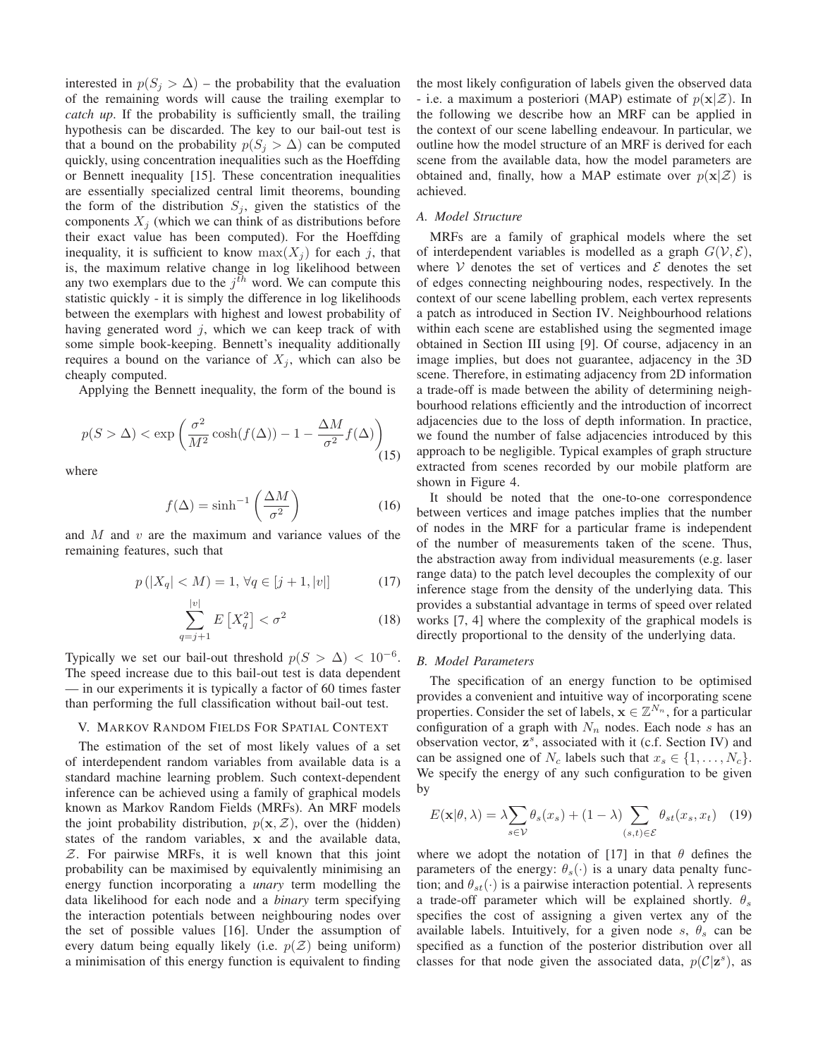interested in $p(S_j > \Delta)$ – the probability that the evaluation of the remaining words will cause the trailing exemplar to *catch up*. If the probability is sufficiently small, the trailing hypothesis can be discarded. The key to our bail-out test is that a bound on the probability $p(S_j > \Delta)$ can be computed quickly, using concentration inequalities such as the Hoeffding or Bennett inequality [15]. These concentration inequalities are essentially specialized central limit theorems, bounding the form of the distribution $S_j$, given the statistics of the components $X_j$ (which we can think of as distributions before their exact value has been computed). For the Hoeffding inequality, it is sufficient to know $\max(X_j)$ for each $j$, that is, the maximum relative change in log likelihood between any two exemplars due to the $j^{th}$ word. We can compute this statistic quickly - it is simply the difference in log likelihoods between the exemplars with highest and lowest probability of having generated word $j$, which we can keep track of with some simple book-keeping. Bennett's inequality additionally requires a bound on the variance of $X_j$, which can also be cheaply computed.

Applying the Bennett inequality, the form of the bound is

$$p(S > \Delta) < \exp\left(\frac{\sigma^2}{M^2}\cosh(f(\Delta)) - 1 - \frac{\Delta M}{\sigma^2}f(\Delta)\right) \quad (15)$$

where

$$f(\Delta) = \sinh^{-1}\left(\frac{\Delta M}{\sigma^2}\right) \quad (16)$$

and $M$ and $v$ are the maximum and variance values of the remaining features, such that

$$p\left(|X_q| < M\right) = 1, \; \forall q \in [j+1, |v|] \quad (17)$$

$$\sum_{q=j+1}^{|v|} E\left[X_q^2\right] < \sigma^2 \quad (18)$$

Typically we set our bail-out threshold $p(S > \Delta) < 10^{-6}$. The speed increase due to this bail-out test is data dependent — in our experiments it is typically a factor of 60 times faster than performing the full classification without bail-out test.

## V. Markov Random Fields For Spatial Context

The estimation of the set of most likely values of a set of interdependent random variables from available data is a standard machine learning problem. Such context-dependent inference can be achieved using a family of graphical models known as Markov Random Fields (MRFs). An MRF models the joint probability distribution, $p(\mathbf{x}, \mathcal{Z})$, over the (hidden) states of the random variables, $\mathbf{x}$ and the available data, $\mathcal{Z}$. For pairwise MRFs, it is well known that this joint probability can be maximised by equivalently minimising an energy function incorporating a *unary* term modelling the data likelihood for each node and a *binary* term specifying the interaction potentials between neighbouring nodes over the set of possible values [16]. Under the assumption of every datum being equally likely (i.e. $p(\mathcal{Z})$ being uniform) a minimisation of this energy function is equivalent to finding the most likely configuration of labels given the observed data - i.e. a maximum a posteriori (MAP) estimate of $p(\mathbf{x}|\mathcal{Z})$. In the following we describe how an MRF can be applied in the context of our scene labelling endeavour. In particular, we outline how the model structure of an MRF is derived for each scene from the available data, how the model parameters are obtained and, finally, how a MAP estimate over $p(\mathbf{x}|\mathcal{Z})$ is achieved.

### A. Model Structure

MRFs are a family of graphical models where the set of interdependent variables is modelled as a graph $G(\mathcal{V}, \mathcal{E})$, where $\mathcal{V}$ denotes the set of vertices and $\mathcal{E}$ denotes the set of edges connecting neighbouring nodes, respectively. In the context of our scene labelling problem, each vertex represents a patch as introduced in Section IV. Neighbourhood relations within each scene are established using the segmented image obtained in Section III using [9]. Of course, adjacency in an image implies, but does not guarantee, adjacency in the 3D scene. Therefore, in estimating adjacency from 2D information a trade-off is made between the ability of determining neighbourhood relations efficiently and the introduction of incorrect adjacencies due to the loss of depth information. In practice, we found the number of false adjacencies introduced by this approach to be negligible. Typical examples of graph structure extracted from scenes recorded by our mobile platform are shown in Figure 4.

It should be noted that the one-to-one correspondence between vertices and image patches implies that the number of nodes in the MRF for a particular frame is independent of the number of measurements taken of the scene. Thus, the abstraction away from individual measurements (e.g. laser range data) to the patch level decouples the complexity of our inference stage from the density of the underlying data. This provides a substantial advantage in terms of speed over related works [7, 4] where the complexity of the graphical models is directly proportional to the density of the underlying data.

### B. Model Parameters

The specification of an energy function to be optimised provides a convenient and intuitive way of incorporating scene properties. Consider the set of labels, $\mathbf{x} \in \mathbb{Z}^{N_n}$, for a particular configuration of a graph with $N_n$ nodes. Each node $s$ has an observation vector, $\mathbf{z}^s$, associated with it (c.f. Section IV) and can be assigned one of $N_c$ labels such that $x_s \in \{1, \ldots, N_c\}$. We specify the energy of any such configuration to be given by

$$E(\mathbf{x}|\theta, \lambda) = \lambda \sum_{s \in \mathcal{V}} \theta_s(x_s) + (1-\lambda) \sum_{(s,t) \in \mathcal{E}} \theta_{st}(x_s, x_t) \quad (19)$$

where we adopt the notation of [17] in that $\theta$ defines the parameters of the energy: $\theta_s(\cdot)$ is a unary data penalty function; and $\theta_{st}(\cdot)$ is a pairwise interaction potential. $\lambda$ represents a trade-off parameter which will be explained shortly. $\theta_s$ specifies the cost of assigning a given vertex any of the available labels. Intuitively, for a given node $s$, $\theta_s$ can be specified as a function of the posterior distribution over all classes for that node given the associated data, $p(\mathcal{C}|\mathbf{z}^s)$, as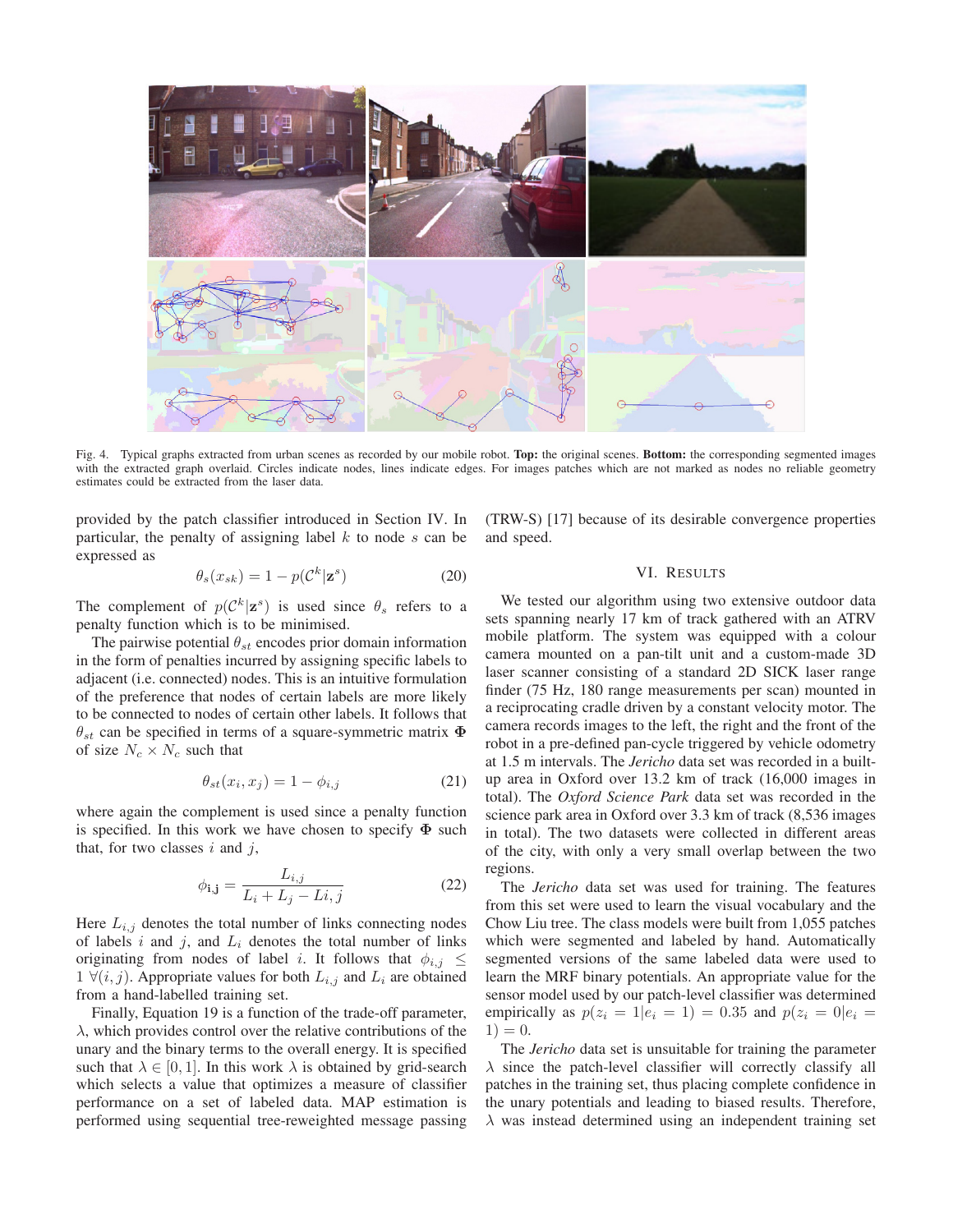Fig. 4. Typical graphs extracted from urban scenes as recorded by our mobile robot. **Top:** the original scenes. **Bottom:** the corresponding segmented images with the extracted graph overlaid. Circles indicate nodes, lines indicate edges. For images patches which are not marked as nodes no reliable geometry estimates could be extracted from the laser data.

provided by the patch classifier introduced in Section IV. In particular, the penalty of assigning label $k$ to node $s$ can be expressed as

$$\theta_s(x_{sk}) = 1 - p(\mathcal{C}^k|\mathbf{z}^s) \tag{20}$$

The complement of $p(\mathcal{C}^k|\mathbf{z}^s)$ is used since $\theta_s$ refers to a penalty function which is to be minimised.

The pairwise potential $\theta_{st}$ encodes prior domain information in the form of penalties incurred by assigning specific labels to adjacent (i.e. connected) nodes. This is an intuitive formulation of the preference that nodes of certain labels are more likely to be connected to nodes of certain other labels. It follows that $\theta_{st}$ can be specified in terms of a square-symmetric matrix $\mathbf{\Phi}$ of size $N_c \times N_c$ such that

$$\theta_{st}(x_i, x_j) = 1 - \phi_{i,j} \tag{21}$$

where again the complement is used since a penalty function is specified. In this work we have chosen to specify $\mathbf{\Phi}$ such that, for two classes $i$ and $j$,

$$\phi_{\mathbf{i},\mathbf{j}} = \frac{L_{i,j}}{L_i + L_j - Li,j} \tag{22}$$

Here $L_{i,j}$ denotes the total number of links connecting nodes of labels $i$ and $j$, and $L_i$ denotes the total number of links originating from nodes of label $i$. It follows that $\phi_{i,j} \leq 1 \; \forall(i,j)$. Appropriate values for both $L_{i,j}$ and $L_i$ are obtained from a hand-labelled training set.

Finally, Equation 19 is a function of the trade-off parameter, $\lambda$, which provides control over the relative contributions of the unary and the binary terms to the overall energy. It is specified such that $\lambda \in [0, 1]$. In this work $\lambda$ is obtained by grid-search which selects a value that optimizes a measure of classifier performance on a set of labeled data. MAP estimation is performed using sequential tree-reweighted message passing (TRW-S) [17] because of its desirable convergence properties and speed.

## VI. Results

We tested our algorithm using two extensive outdoor data sets spanning nearly 17 km of track gathered with an ATRV mobile platform. The system was equipped with a colour camera mounted on a pan-tilt unit and a custom-made 3D laser scanner consisting of a standard 2D SICK laser range finder (75 Hz, 180 range measurements per scan) mounted in a reciprocating cradle driven by a constant velocity motor. The camera records images to the left, the right and the front of the robot in a pre-defined pan-cycle triggered by vehicle odometry at 1.5 m intervals. The *Jericho* data set was recorded in a built-up area in Oxford over 13.2 km of track (16,000 images in total). The *Oxford Science Park* data set was recorded in the science park area in Oxford over 3.3 km of track (8,536 images in total). The two datasets were collected in different areas of the city, with only a very small overlap between the two regions.

The *Jericho* data set was used for training. The features from this set were used to learn the visual vocabulary and the Chow Liu tree. The class models were built from 1,055 patches which were segmented and labeled by hand. Automatically segmented versions of the same labeled data were used to learn the MRF binary potentials. An appropriate value for the sensor model used by our patch-level classifier was determined empirically as $p(z_i = 1|e_i = 1) = 0.35$ and $p(z_i = 0|e_i = 1) = 0$.

The *Jericho* data set is unsuitable for training the parameter $\lambda$ since the patch-level classifier will correctly classify all patches in the training set, thus placing complete confidence in the unary potentials and leading to biased results. Therefore, $\lambda$ was instead determined using an independent training set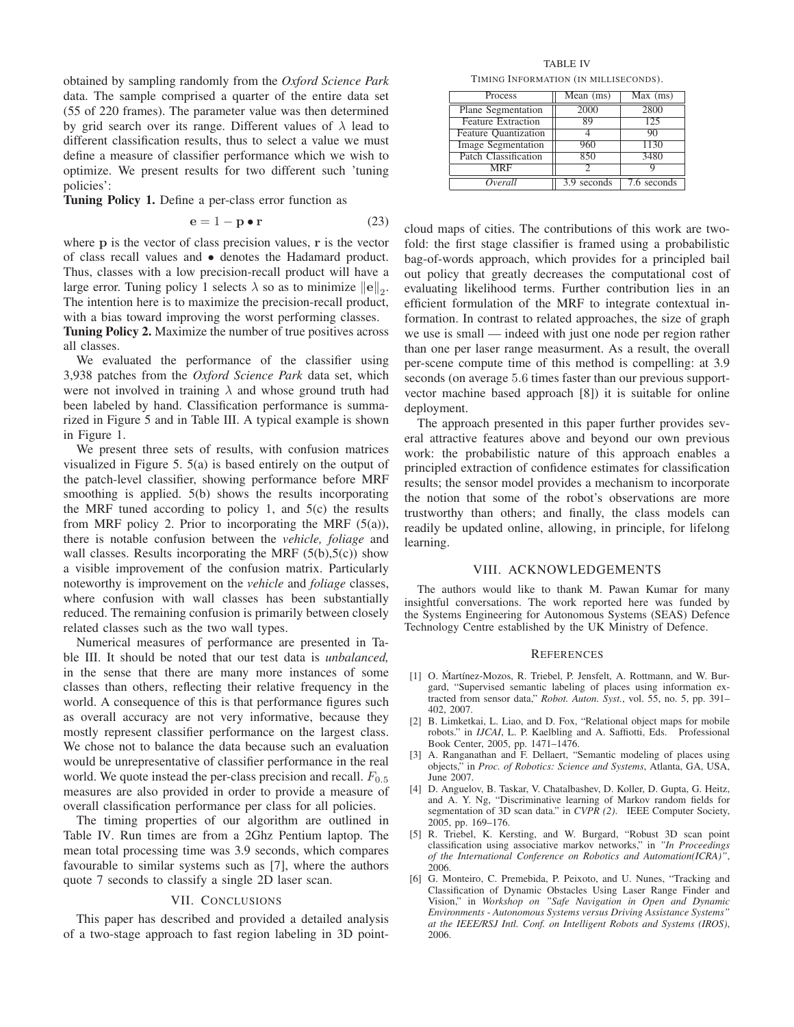obtained by sampling randomly from the *Oxford Science Park* data. The sample comprised a quarter of the entire data set (55 of 220 frames). The parameter value was then determined by grid search over its range. Different values of $\lambda$ lead to different classification results, thus to select a value we must define a measure of classifier performance which we wish to optimize. We present results for two different such 'tuning policies':

**Tuning Policy 1.** Define a per-class error function as

$$\mathbf{e} = 1 - \mathbf{p} \bullet \mathbf{r} \tag{23}$$

where $\mathbf{p}$ is the vector of class precision values, $\mathbf{r}$ is the vector of class recall values and $\bullet$ denotes the Hadamard product. Thus, classes with a low precision-recall product will have a large error. Tuning policy 1 selects $\lambda$ so as to minimize $\|\mathbf{e}\|_2$. The intention here is to maximize the precision-recall product, with a bias toward improving the worst performing classes.

**Tuning Policy 2.** Maximize the number of true positives across all classes.

We evaluated the performance of the classifier using 3,938 patches from the *Oxford Science Park* data set, which were not involved in training $\lambda$ and whose ground truth had been labeled by hand. Classification performance is summarized in Figure 5 and in Table III. A typical example is shown in Figure 1.

We present three sets of results, with confusion matrices visualized in Figure 5. 5(a) is based entirely on the output of the patch-level classifier, showing performance before MRF smoothing is applied. 5(b) shows the results incorporating the MRF tuned according to policy 1, and 5(c) the results from MRF policy 2. Prior to incorporating the MRF (5(a)), there is notable confusion between the *vehicle, foliage* and wall classes. Results incorporating the MRF (5(b),5(c)) show a visible improvement of the confusion matrix. Particularly noteworthy is improvement on the *vehicle* and *foliage* classes, where confusion with wall classes has been substantially reduced. The remaining confusion is primarily between closely related classes such as the two wall types.

Numerical measures of performance are presented in Table III. It should be noted that our test data is *unbalanced,* in the sense that there are many more instances of some classes than others, reflecting their relative frequency in the world. A consequence of this is that performance figures such as overall accuracy are not very informative, because they mostly represent classifier performance on the largest class. We chose not to balance the data because such an evaluation would be unrepresentative of classifier performance in the real world. We quote instead the per-class precision and recall. $F_{0.5}$ measures are also provided in order to provide a measure of overall classification performance per class for all policies.

The timing properties of our algorithm are outlined in Table IV. Run times are from a 2Ghz Pentium laptop. The mean total processing time was 3.9 seconds, which compares favourable to similar systems such as [7], where the authors quote 7 seconds to classify a single 2D laser scan.

TABLE IV

TIMING INFORMATION (IN MILLISECONDS).

| Process | Mean (ms) | Max (ms) |
|---|---|---|
| Plane Segmentation | 2000 | 2800 |
| Feature Extraction | 89 | 125 |
| Feature Quantization | 4 | 90 |
| Image Segmentation | 960 | 1130 |
| Patch Classification | 850 | 3480 |
| MRF | 2 | 9 |
| *Overall* | 3.9 seconds | 7.6 seconds |

## VII. CONCLUSIONS

This paper has described and provided a detailed analysis of a two-stage approach to fast region labeling in 3D point-cloud maps of cities. The contributions of this work are two-fold: the first stage classifier is framed using a probabilistic bag-of-words approach, which provides for a principled bail out policy that greatly decreases the computational cost of evaluating likelihood terms. Further contribution lies in an efficient formulation of the MRF to integrate contextual information. In contrast to related approaches, the size of graph we use is small — indeed with just one node per region rather than one per laser range measurment. As a result, the overall per-scene compute time of this method is compelling: at 3.9 seconds (on average $5.6$ times faster than our previous support-vector machine based approach [8]) it is suitable for online deployment.

The approach presented in this paper further provides several attractive features above and beyond our own previous work: the probabilistic nature of this approach enables a principled extraction of confidence estimates for classification results; the sensor model provides a mechanism to incorporate the notion that some of the robot's observations are more trustworthy than others; and finally, the class models can readily be updated online, allowing, in principle, for lifelong learning.

## VIII. ACKNOWLEDGEMENTS

The authors would like to thank M. Pawan Kumar for many insightful conversations. The work reported here was funded by the Systems Engineering for Autonomous Systems (SEAS) Defence Technology Centre established by the UK Ministry of Defence.

## REFERENCES

[1] O. Martínez-Mozos, R. Triebel, P. Jensfelt, A. Rottmann, and W. Burgard, "Supervised semantic labeling of places using information extracted from sensor data," *Robot. Auton. Syst.*, vol. 55, no. 5, pp. 391–402, 2007.

[2] B. Limketkai, L. Liao, and D. Fox, "Relational object maps for mobile robots." in *IJCAI*, L. P. Kaelbling and A. Saffiotti, Eds. Professional Book Center, 2005, pp. 1471–1476.

[3] A. Ranganathan and F. Dellaert, "Semantic modeling of places using objects," in *Proc. of Robotics: Science and Systems*, Atlanta, GA, USA, June 2007.

[4] D. Anguelov, B. Taskar, V. Chatalbashev, D. Koller, D. Gupta, G. Heitz, and A. Y. Ng, "Discriminative learning of Markov random fields for segmentation of 3D scan data." in *CVPR (2)*. IEEE Computer Society, 2005, pp. 169–176.

[5] R. Triebel, K. Kersting, and W. Burgard, "Robust 3D scan point classification using associative markov networks," in *"In Proceedings of the International Conference on Robotics and Automation(ICRA)"*, 2006.

[6] G. Monteiro, C. Premebida, P. Peixoto, and U. Nunes, "Tracking and Classification of Dynamic Obstacles Using Laser Range Finder and Vision," in *Workshop on "Safe Navigation in Open and Dynamic Environments - Autonomous Systems versus Driving Assistance Systems" at the IEEE/RSJ Intl. Conf. on Intelligent Robots and Systems (IROS)*, 2006.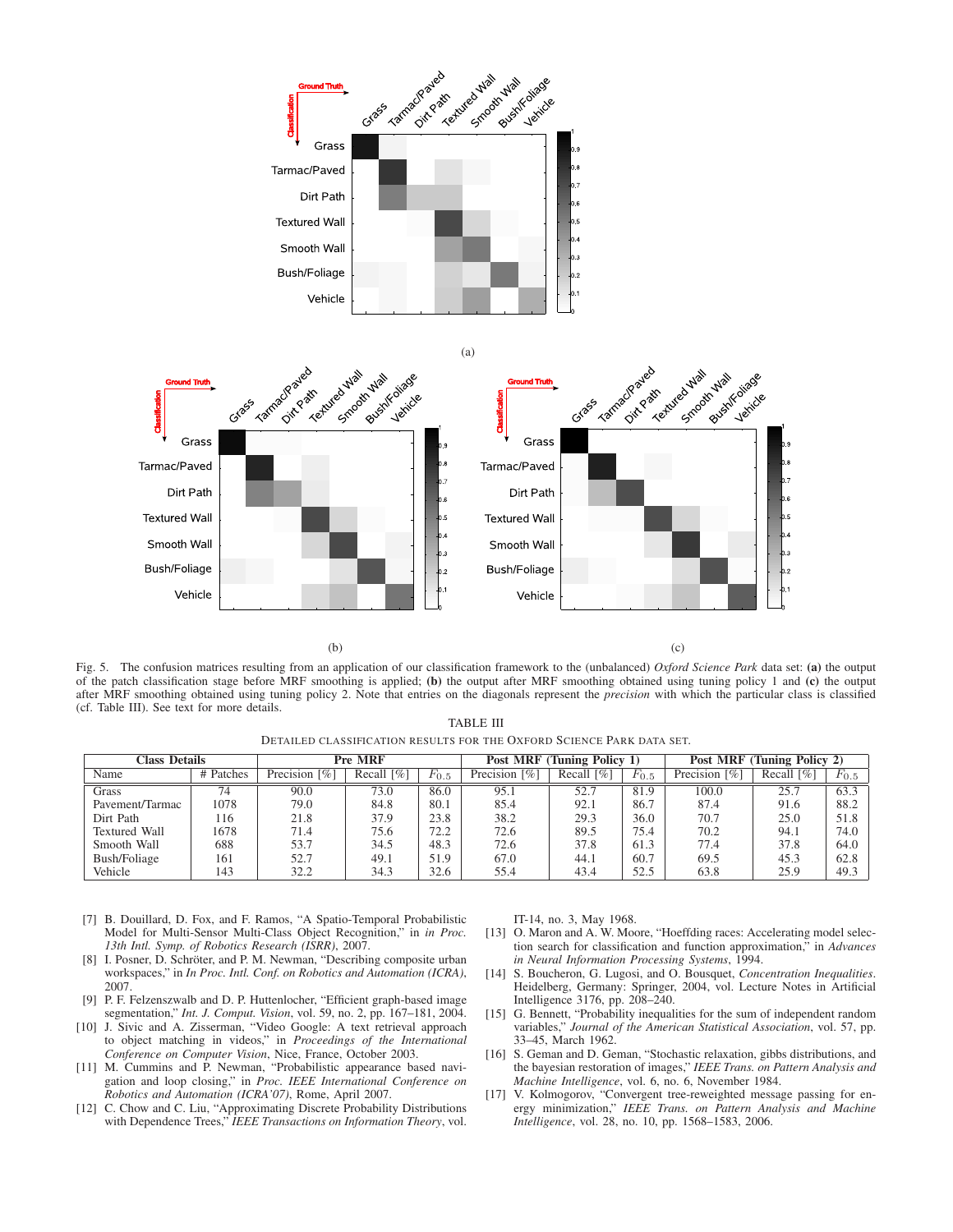Ground Truth

Classification

Grass Tarmac/Paved Dirt Path Textured Wall Smooth Wall Bush/Foliage Vehicle

Grass
Tarmac/Paved
Dirt Path
Textured Wall
Smooth Wall
Bush/Foliage
Vehicle

1 0.9 0.8 0.7 0.6 0.5 0.4 0.3 0.2 0.1 0

(a)

Ground Truth

Classification

Grass Tarmac/Paved Dirt Path Textured Wall Smooth Wall Bush/Foliage Vehicle

Grass
Tarmac/Paved
Dirt Path
Textured Wall
Smooth Wall
Bush/Foliage
Vehicle

1 0.9 0.8 0.7 0.6 0.5 0.4 0.3 0.2 0.1 0

(b)

Ground Truth

Classification

Grass Tarmac/Paved Dirt Path Textured Wall Smooth Wall Bush/Foliage Vehicle

Grass
Tarmac/Paved
Dirt Path
Textured Wall
Smooth Wall
Bush/Foliage
Vehicle

1 0.9 0.8 0.7 0.6 0.5 0.4 0.3 0.2 0.1 0

(c)

Fig. 5. The confusion matrices resulting from an application of our classification framework to the (unbalanced) *Oxford Science Park* data set: **(a)** the output of the patch classification stage before MRF smoothing is applied; **(b)** the output after MRF smoothing obtained using tuning policy 1 and **(c)** the output after MRF smoothing obtained using tuning policy 2. Note that entries on the diagonals represent the *precision* with which the particular class is classified (cf. Table III). See text for more details.

TABLE III

DETAILED CLASSIFICATION RESULTS FOR THE OXFORD SCIENCE PARK DATA SET.

| Class Details | | Pre MRF | | | Post MRF (Tuning Policy 1) | | | Post MRF (Tuning Policy 2) | | |
|---|---|---|---|---|---|---|---|---|---|---|
| Name | # Patches | Precision [%] | Recall [%] | $F_{0.5}$ | Precision [%] | Recall [%] | $F_{0.5}$ | Precision [%] | Recall [%] | $F_{0.5}$ |
| Grass | 74 | 90.0 | 73.0 | 86.0 | 95.1 | 52.7 | 81.9 | 100.0 | 25.7 | 63.3 |
| Pavement/Tarmac | 1078 | 79.0 | 84.8 | 80.1 | 85.4 | 92.1 | 86.7 | 87.4 | 91.6 | 88.2 |
| Dirt Path | 116 | 21.8 | 37.9 | 23.8 | 38.2 | 29.3 | 36.0 | 70.7 | 25.0 | 51.8 |
| Textured Wall | 1678 | 71.4 | 75.6 | 72.2 | 72.6 | 89.5 | 75.4 | 70.2 | 94.1 | 74.0 |
| Smooth Wall | 688 | 53.7 | 34.5 | 48.3 | 72.6 | 37.8 | 61.3 | 77.4 | 37.8 | 64.0 |
| Bush/Foliage | 161 | 52.7 | 49.1 | 51.9 | 67.0 | 44.1 | 60.7 | 69.5 | 45.3 | 62.8 |
| Vehicle | 143 | 32.2 | 34.3 | 32.6 | 55.4 | 43.4 | 52.5 | 63.8 | 25.9 | 49.3 |

[7] B. Douillard, D. Fox, and F. Ramos, "A Spatio-Temporal Probabilistic Model for Multi-Sensor Multi-Class Object Recognition," in *Proc. 13th Intl. Symp. of Robotics Research (ISRR)*, 2007.

[8] I. Posner, D. Schröter, and P. M. Newman, "Describing composite urban workspaces," in *In Proc. Intl. Conf. on Robotics and Automation (ICRA)*, 2007.

[9] P. F. Felzenszwalb and D. P. Huttenlocher, "Efficient graph-based image segmentation," *Int. J. Comput. Vision*, vol. 59, no. 2, pp. 167–181, 2004.

[10] J. Sivic and A. Zisserman, "Video Google: A text retrieval approach to object matching in videos," in *Proceedings of the International Conference on Computer Vision*, Nice, France, October 2003.

[11] M. Cummins and P. Newman, "Probabilistic appearance based navigation and loop closing," in *Proc. IEEE International Conference on Robotics and Automation (ICRA'07)*, Rome, April 2007.

[12] C. Chow and C. Liu, "Approximating Discrete Probability Distributions with Dependence Trees," *IEEE Transactions on Information Theory*, vol. IT-14, no. 3, May 1968.

[13] O. Maron and A. W. Moore, "Hoeffding races: Accelerating model selection search for classification and function approximation," in *Advances in Neural Information Processing Systems*, 1994.

[14] S. Boucheron, G. Lugosi, and O. Bousquet, *Concentration Inequalities*. Heidelberg, Germany: Springer, 2004, vol. Lecture Notes in Artificial Intelligence 3176, pp. 208–240.

[15] G. Bennett, "Probability inequalities for the sum of independent random variables," *Journal of the American Statistical Association*, vol. 57, pp. 33–45, March 1962.

[16] S. Geman and D. Geman, "Stochastic relaxation, gibbs distributions, and the bayesian restoration of images," *IEEE Trans. on Pattern Analysis and Machine Intelligence*, vol. 6, no. 6, November 1984.

[17] V. Kolmogorov, "Convergent tree-reweighted message passing for energy minimization," *IEEE Trans. on Pattern Analysis and Machine Intelligence*, vol. 28, no. 10, pp. 1568–1583, 2006.